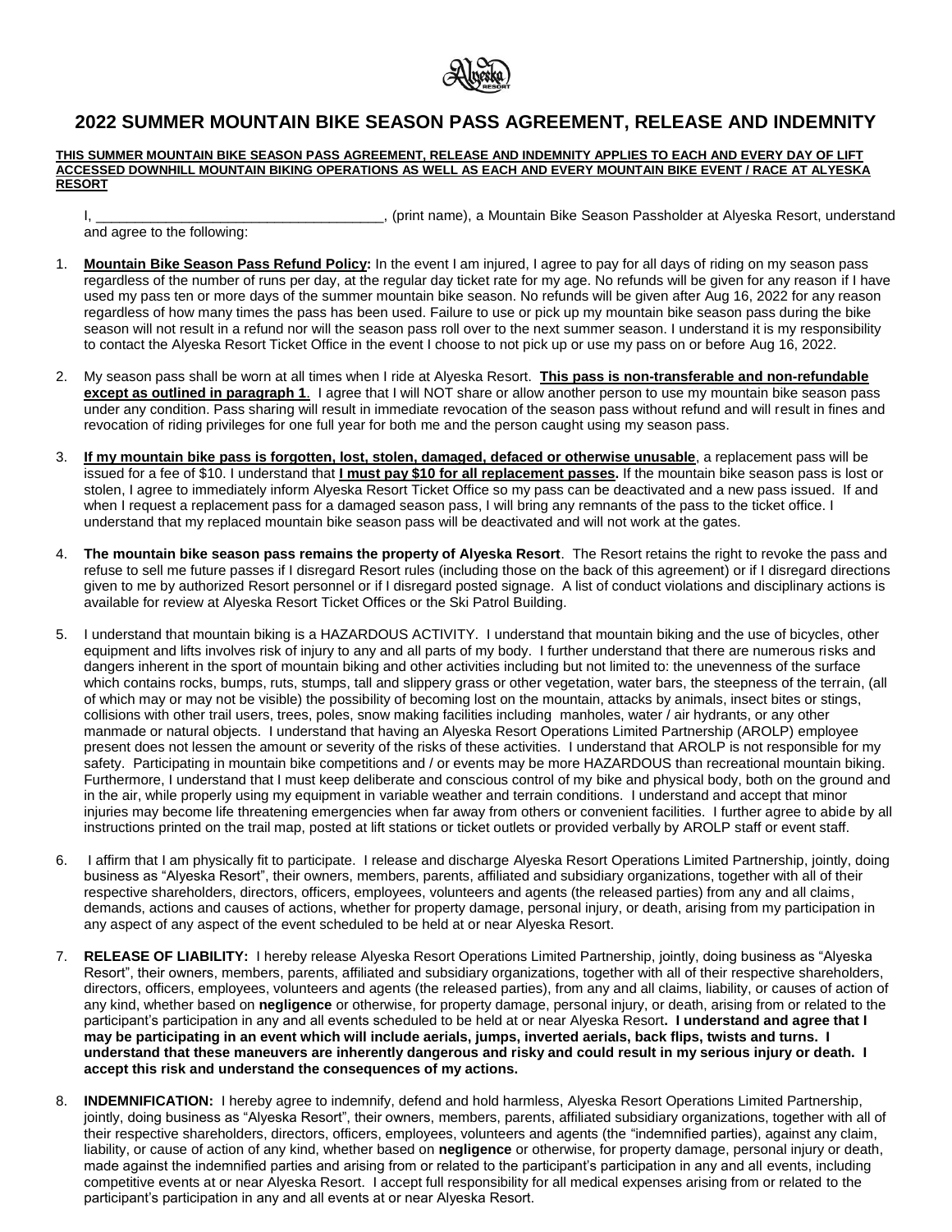# 2022 SUMMER MOUNTAIN BIKE SEASON PASS AGREEMENT, RELEASE AND INDEMNITY

**THIS SUMMER MOUNTAIN BIKE SEASON PASS AGREEMENT, RELEASE AND INDEMNITY APPLIES TO EACH AND EVERY DAY OF LIFT ACCESSED DOWNHILL MOUNTAIN BIKING OPERATIONS AS WELL AS EACH AND EVERY MOUNTAIN BIKE EVENT / RACE AT ALYESKA RESORT**

I, ____________________________________, (print name), a Mountain Bike Season Passholder at Alyeska Resort, understand and agree to the following:

1. **Mountain Bike Season Pass Refund Policy:** In the event I am injured, I agree to pay for all days of riding on my season pass regardless of the number of runs per day, at the regular day ticket rate for my age. No refunds will be given for any reason if I have used my pass ten or more days of the summer mountain bike season. No refunds will be given after Aug 16, 2022 for any reason regardless of how many times the pass has been used. Failure to use or pick up my mountain bike season pass during the bike season will not result in a refund nor will the season pass roll over to the next summer season. I understand it is my responsibility to contact the Alyeska Resort Ticket Office in the event I choose to not pick up or use my pass on or before Aug 16, 2022.

2. My season pass shall be worn at all times when I ride at Alyeska Resort. **This pass is non-transferable and non-refundable except as outlined in paragraph 1**. I agree that I will NOT share or allow another person to use my mountain bike season pass under any condition. Pass sharing will result in immediate revocation of the season pass without refund and will result in fines and revocation of riding privileges for one full year for both me and the person caught using my season pass.

3. **If my mountain bike pass is forgotten, lost, stolen, damaged, defaced or otherwise unusable**, a replacement pass will be issued for a fee of $10. I understand that **I must pay $10 for all replacement passes.** If the mountain bike season pass is lost or stolen, I agree to immediately inform Alyeska Resort Ticket Office so my pass can be deactivated and a new pass issued. If and when I request a replacement pass for a damaged season pass, I will bring any remnants of the pass to the ticket office. I understand that my replaced mountain bike season pass will be deactivated and will not work at the gates.

4. **The mountain bike season pass remains the property of Alyeska Resort**. The Resort retains the right to revoke the pass and refuse to sell me future passes if I disregard Resort rules (including those on the back of this agreement) or if I disregard directions given to me by authorized Resort personnel or if I disregard posted signage. A list of conduct violations and disciplinary actions is available for review at Alyeska Resort Ticket Offices or the Ski Patrol Building.

5. I understand that mountain biking is a HAZARDOUS ACTIVITY. I understand that mountain biking and the use of bicycles, other equipment and lifts involves risk of injury to any and all parts of my body. I further understand that there are numerous risks and dangers inherent in the sport of mountain biking and other activities including but not limited to: the unevenness of the surface which contains rocks, bumps, ruts, stumps, tall and slippery grass or other vegetation, water bars, the steepness of the terrain, (all of which may or may not be visible) the possibility of becoming lost on the mountain, attacks by animals, insect bites or stings, collisions with other trail users, trees, poles, snow making facilities including manholes, water / air hydrants, or any other manmade or natural objects. I understand that having an Alyeska Resort Operations Limited Partnership (AROLP) employee present does not lessen the amount or severity of the risks of these activities. I understand that AROLP is not responsible for my safety. Participating in mountain bike competitions and / or events may be more HAZARDOUS than recreational mountain biking. Furthermore, I understand that I must keep deliberate and conscious control of my bike and physical body, both on the ground and in the air, while properly using my equipment in variable weather and terrain conditions. I understand and accept that minor injuries may become life threatening emergencies when far away from others or convenient facilities. I further agree to abide by all instructions printed on the trail map, posted at lift stations or ticket outlets or provided verbally by AROLP staff or event staff.

6. I affirm that I am physically fit to participate. I release and discharge Alyeska Resort Operations Limited Partnership, jointly, doing business as "Alyeska Resort", their owners, members, parents, affiliated and subsidiary organizations, together with all of their respective shareholders, directors, officers, employees, volunteers and agents (the released parties) from any and all claims, demands, actions and causes of actions, whether for property damage, personal injury, or death, arising from my participation in any aspect of any aspect of the event scheduled to be held at or near Alyeska Resort.

7. **RELEASE OF LIABILITY:** I hereby release Alyeska Resort Operations Limited Partnership, jointly, doing business as "Alyeska Resort", their owners, members, parents, affiliated and subsidiary organizations, together with all of their respective shareholders, directors, officers, employees, volunteers and agents (the released parties), from any and all claims, liability, or causes of action of any kind, whether based on **negligence** or otherwise, for property damage, personal injury, or death, arising from or related to the participant's participation in any and all events scheduled to be held at or near Alyeska Resort**. I understand and agree that I may be participating in an event which will include aerials, jumps, inverted aerials, back flips, twists and turns. I understand that these maneuvers are inherently dangerous and risky and could result in my serious injury or death. I accept this risk and understand the consequences of my actions.**

8. **INDEMNIFICATION:** I hereby agree to indemnify, defend and hold harmless, Alyeska Resort Operations Limited Partnership, jointly, doing business as "Alyeska Resort", their owners, members, parents, affiliated subsidiary organizations, together with all of their respective shareholders, directors, officers, employees, volunteers and agents (the "indemnified parties), against any claim, liability, or cause of action of any kind, whether based on **negligence** or otherwise, for property damage, personal injury or death, made against the indemnified parties and arising from or related to the participant's participation in any and all events, including competitive events at or near Alyeska Resort. I accept full responsibility for all medical expenses arising from or related to the participant's participation in any and all events at or near Alyeska Resort.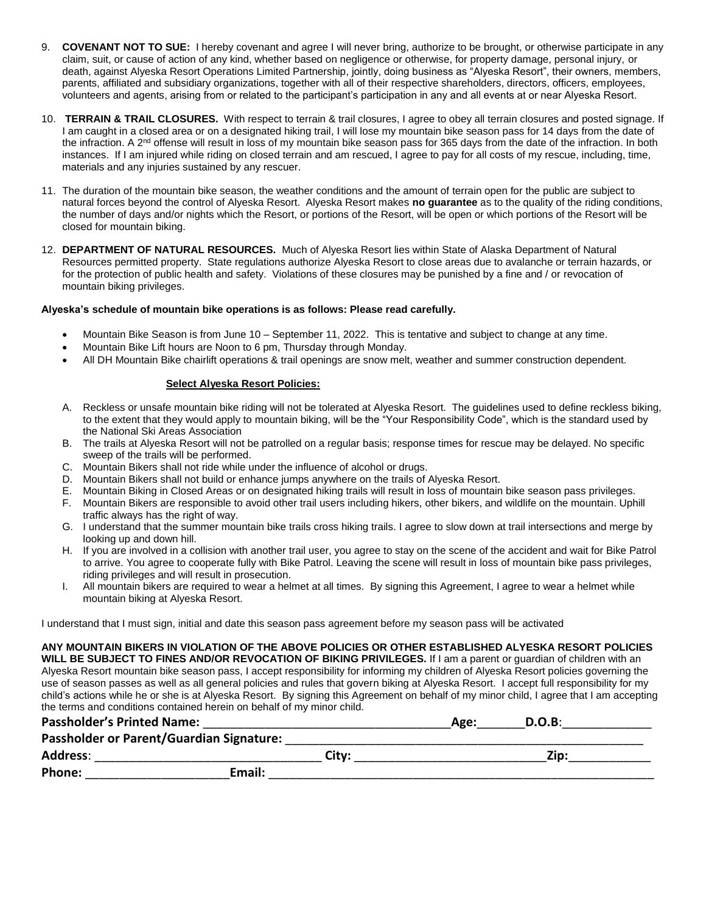9. **COVENANT NOT TO SUE:** I hereby covenant and agree I will never bring, authorize to be brought, or otherwise participate in any claim, suit, or cause of action of any kind, whether based on negligence or otherwise, for property damage, personal injury, or death, against Alyeska Resort Operations Limited Partnership, jointly, doing business as "Alyeska Resort", their owners, members, parents, affiliated and subsidiary organizations, together with all of their respective shareholders, directors, officers, employees, volunteers and agents, arising from or related to the participant's participation in any and all events at or near Alyeska Resort.

10. **TERRAIN & TRAIL CLOSURES.** With respect to terrain & trail closures, I agree to obey all terrain closures and posted signage. If I am caught in a closed area or on a designated hiking trail, I will lose my mountain bike season pass for 14 days from the date of the infraction. A 2nd offense will result in loss of my mountain bike season pass for 365 days from the date of the infraction. In both instances. If I am injured while riding on closed terrain and am rescued, I agree to pay for all costs of my rescue, including, time, materials and any injuries sustained by any rescuer.

11. The duration of the mountain bike season, the weather conditions and the amount of terrain open for the public are subject to natural forces beyond the control of Alyeska Resort. Alyeska Resort makes **no guarantee** as to the quality of the riding conditions, the number of days and/or nights which the Resort, or portions of the Resort, will be open or which portions of the Resort will be closed for mountain biking.

12. **DEPARTMENT OF NATURAL RESOURCES.** Much of Alyeska Resort lies within State of Alaska Department of Natural Resources permitted property. State regulations authorize Alyeska Resort to close areas due to avalanche or terrain hazards, or for the protection of public health and safety. Violations of these closures may be punished by a fine and / or revocation of mountain biking privileges.

**Alyeska's schedule of mountain bike operations is as follows: Please read carefully.**

- Mountain Bike Season is from June 10 – September 11, 2022. This is tentative and subject to change at any time.
- Mountain Bike Lift hours are Noon to 6 pm, Thursday through Monday.
- All DH Mountain Bike chairlift operations & trail openings are snow melt, weather and summer construction dependent.

**Select Alyeska Resort Policies:**

A. Reckless or unsafe mountain bike riding will not be tolerated at Alyeska Resort. The guidelines used to define reckless biking, to the extent that they would apply to mountain biking, will be the "Your Responsibility Code", which is the standard used by the National Ski Areas Association
B. The trails at Alyeska Resort will not be patrolled on a regular basis; response times for rescue may be delayed. No specific sweep of the trails will be performed.
C. Mountain Bikers shall not ride while under the influence of alcohol or drugs.
D. Mountain Bikers shall not build or enhance jumps anywhere on the trails of Alyeska Resort.
E. Mountain Biking in Closed Areas or on designated hiking trails will result in loss of mountain bike season pass privileges.
F. Mountain Bikers are responsible to avoid other trail users including hikers, other bikers, and wildlife on the mountain. Uphill traffic always has the right of way.
G. I understand that the summer mountain bike trails cross hiking trails. I agree to slow down at trail intersections and merge by looking up and down hill.
H. If you are involved in a collision with another trail user, you agree to stay on the scene of the accident and wait for Bike Patrol to arrive. You agree to cooperate fully with Bike Patrol. Leaving the scene will result in loss of mountain bike pass privileges, riding privileges and will result in prosecution.
I. All mountain bikers are required to wear a helmet at all times. By signing this Agreement, I agree to wear a helmet while mountain biking at Alyeska Resort.

I understand that I must sign, initial and date this season pass agreement before my season pass will be activated

**ANY MOUNTAIN BIKERS IN VIOLATION OF THE ABOVE POLICIES OR OTHER ESTABLISHED ALYESKA RESORT POLICIES WILL BE SUBJECT TO FINES AND/OR REVOCATION OF BIKING PRIVILEGES.** If I am a parent or guardian of children with an Alyeska Resort mountain bike season pass, I accept responsibility for informing my children of Alyeska Resort policies governing the use of season passes as well as all general policies and rules that govern biking at Alyeska Resort. I accept full responsibility for my child's actions while he or she is at Alyeska Resort. By signing this Agreement on behalf of my minor child, I agree that I am accepting the terms and conditions contained herein on behalf of my minor child.

**Passholder's Printed Name:** ______________________________________ **Age:**_______ **D.O.B**:_____________

**Passholder or Parent/Guardian Signature:** ______________________________________________________

**Address**: __________________________________ **City:** ____________________________ **Zip:**____________

**Phone:** _____________________ **Email:** ______________________________________________________________